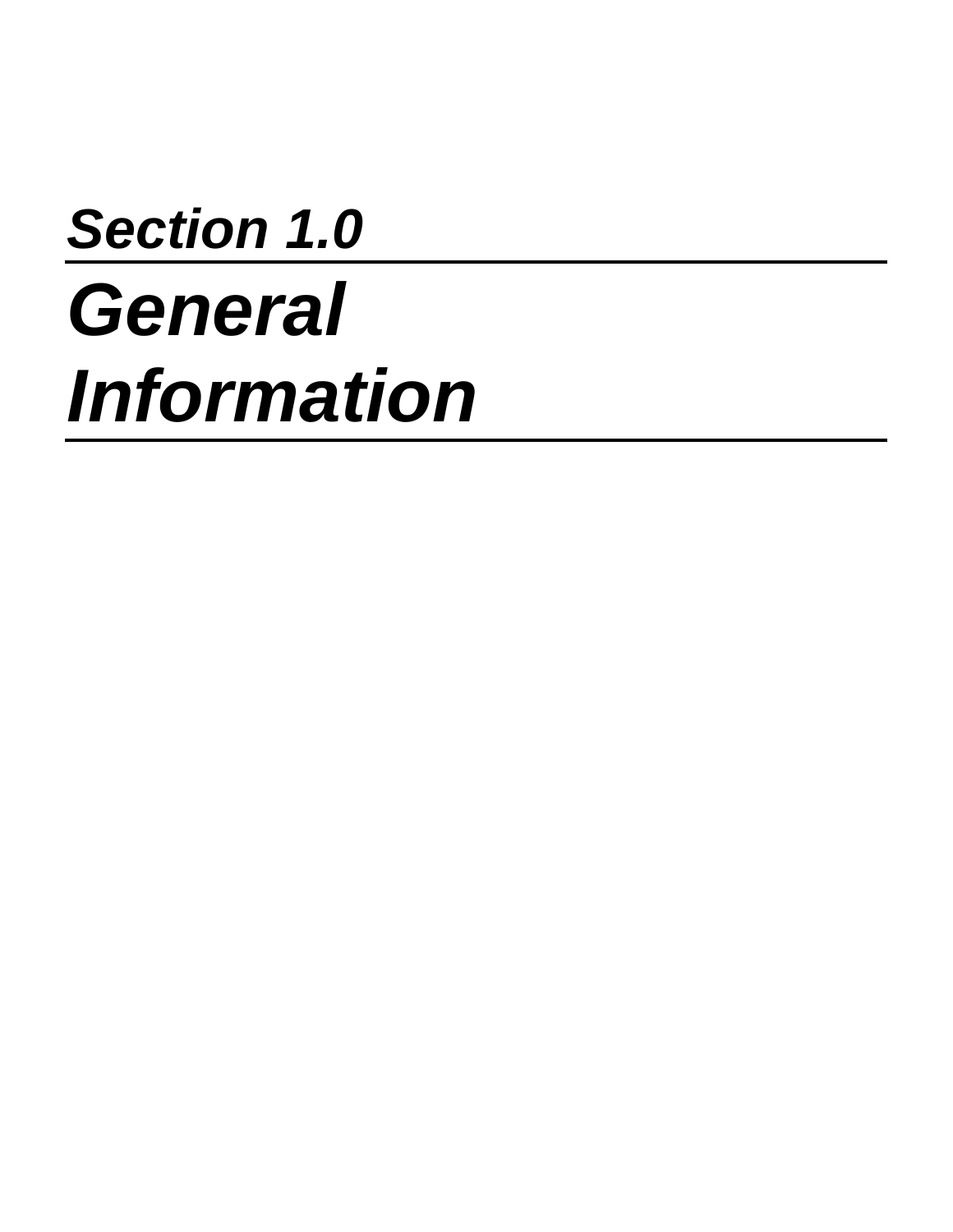# *Section 1.0*

# *General Information*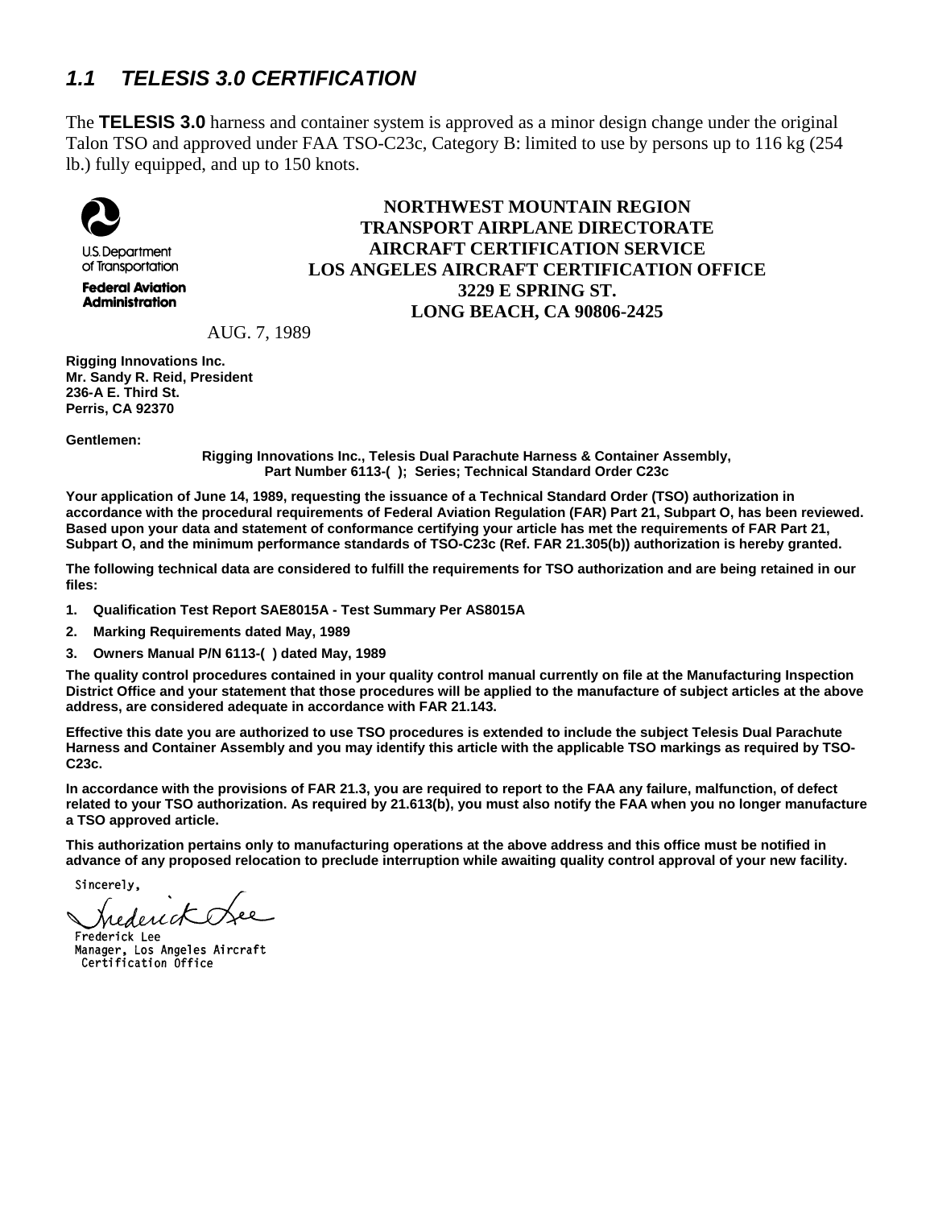### *1.1 TELESIS 3.0 CERTIFICATION*

The **TELESIS 3.0** harness and container system is approved as a minor design change under the original Talon TSO and approved under FAA TSO-C23c, Category B: limited to use by persons up to 116 kg (254 lb.) fully equipped, and up to 150 knots.

U.S. Department of Transportation

**Federal Aviation Administration**

**NORTHWEST MOUNTAIN REGION**
**TRANSPORT AIRPLANE DIRECTORATE**
**AIRCRAFT CERTIFICATION SERVICE**
**LOS ANGELES AIRCRAFT CERTIFICATION OFFICE**
**3229 E SPRING ST.**
**LONG BEACH, CA 90806-2425**

AUG. 7, 1989

**Rigging Innovations Inc.**
**Mr. Sandy R. Reid, President**
**236-A E. Third St.**
**Perris, CA 92370**

**Gentlemen:**

**Rigging Innovations Inc., Telesis Dual Parachute Harness & Container Assembly, Part Number 6113-( ); Series; Technical Standard Order C23c**

**Your application of June 14, 1989, requesting the issuance of a Technical Standard Order (TSO) authorization in accordance with the procedural requirements of Federal Aviation Regulation (FAR) Part 21, Subpart O, has been reviewed. Based upon your data and statement of conformance certifying your article has met the requirements of FAR Part 21, Subpart O, and the minimum performance standards of TSO-C23c (Ref. FAR 21.305(b)) authorization is hereby granted.**

**The following technical data are considered to fulfill the requirements for TSO authorization and are being retained in our files:**

1. **Qualification Test Report SAE8015A - Test Summary Per AS8015A**
2. **Marking Requirements dated May, 1989**
3. **Owners Manual P/N 6113-( ) dated May, 1989**

**The quality control procedures contained in your quality control manual currently on file at the Manufacturing Inspection District Office and your statement that those procedures will be applied to the manufacture of subject articles at the above address, are considered adequate in accordance with FAR 21.143.**

**Effective this date you are authorized to use TSO procedures is extended to include the subject Telesis Dual Parachute Harness and Container Assembly and you may identify this article with the applicable TSO markings as required by TSO-C23c.**

**In accordance with the provisions of FAR 21.3, you are required to report to the FAA any failure, malfunction, of defect related to your TSO authorization. As required by 21.613(b), you must also notify the FAA when you no longer manufacture a TSO approved article.**

**This authorization pertains only to manufacturing operations at the above address and this office must be notified in advance of any proposed relocation to preclude interruption while awaiting quality control approval of your new facility.**

Sincerely,

Frederick Lee
Manager, Los Angeles Aircraft
Certification Office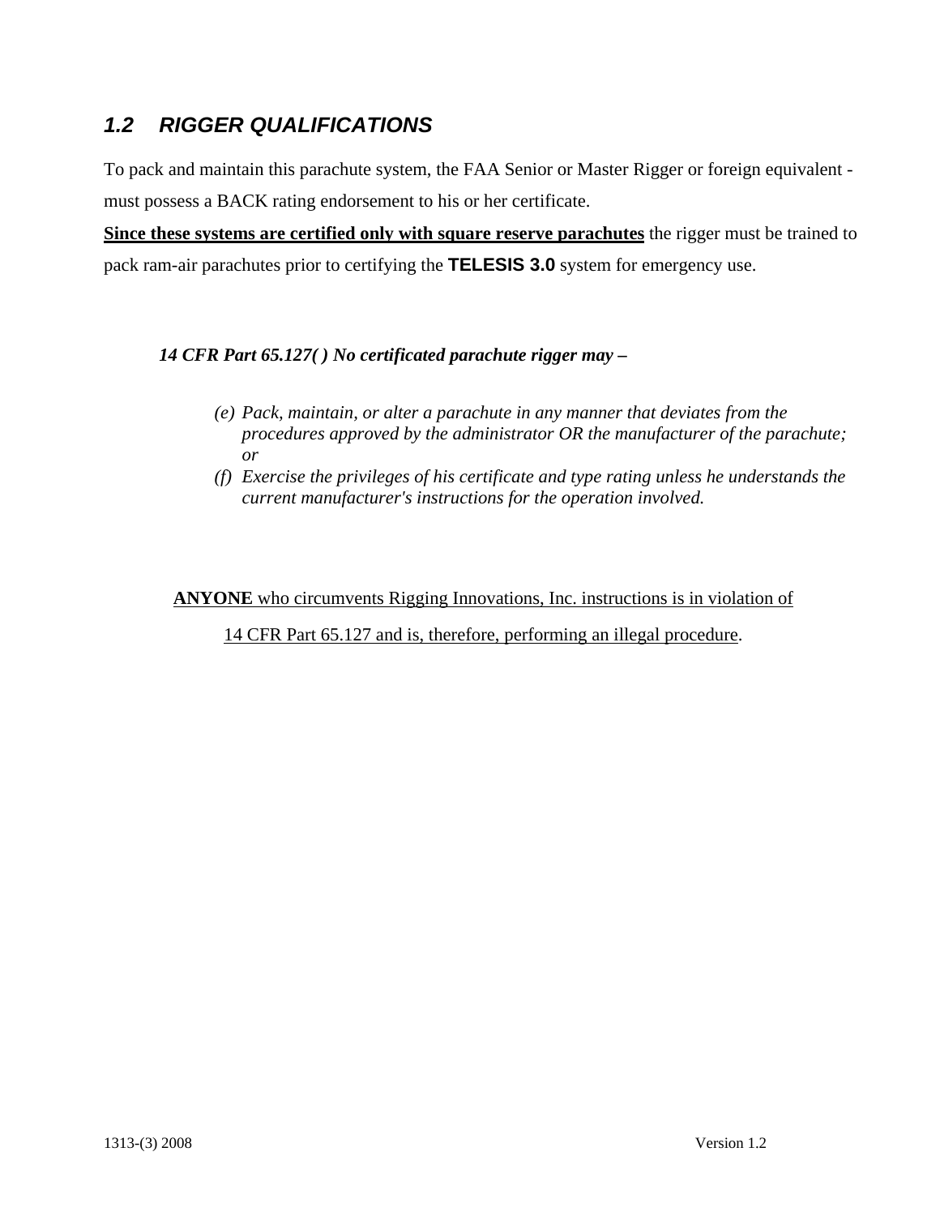## *1.2 RIGGER QUALIFICATIONS*

To pack and maintain this parachute system, the FAA Senior or Master Rigger or foreign equivalent - must possess a BACK rating endorsement to his or her certificate.

**Since these systems are certified only with square reserve parachutes** the rigger must be trained to pack ram-air parachutes prior to certifying the **TELESIS 3.0** system for emergency use.

***14 CFR Part 65.127( ) No certificated parachute rigger may –***

*(e) Pack, maintain, or alter a parachute in any manner that deviates from the procedures approved by the administrator OR the manufacturer of the parachute; or*

*(f) Exercise the privileges of his certificate and type rating unless he understands the current manufacturer's instructions for the operation involved.*

**ANYONE** who circumvents Rigging Innovations, Inc. instructions is in violation of 14 CFR Part 65.127 and is, therefore, performing an illegal procedure.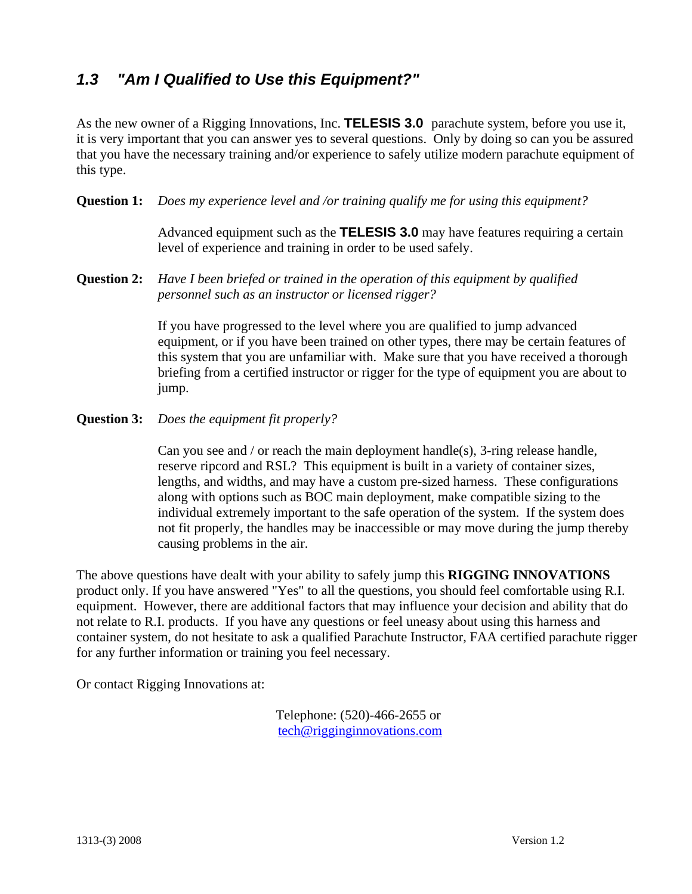## *1.3 "Am I Qualified to Use this Equipment?"*

As the new owner of a Rigging Innovations, Inc. **TELESIS 3.0** parachute system, before you use it, it is very important that you can answer yes to several questions. Only by doing so can you be assured that you have the necessary training and/or experience to safely utilize modern parachute equipment of this type.

**Question 1:** *Does my experience level and /or training qualify me for using this equipment?*

Advanced equipment such as the **TELESIS 3.0** may have features requiring a certain level of experience and training in order to be used safely.

**Question 2:** *Have I been briefed or trained in the operation of this equipment by qualified personnel such as an instructor or licensed rigger?*

If you have progressed to the level where you are qualified to jump advanced equipment, or if you have been trained on other types, there may be certain features of this system that you are unfamiliar with. Make sure that you have received a thorough briefing from a certified instructor or rigger for the type of equipment you are about to jump.

**Question 3:** *Does the equipment fit properly?*

Can you see and / or reach the main deployment handle(s), 3-ring release handle, reserve ripcord and RSL? This equipment is built in a variety of container sizes, lengths, and widths, and may have a custom pre-sized harness. These configurations along with options such as BOC main deployment, make compatible sizing to the individual extremely important to the safe operation of the system. If the system does not fit properly, the handles may be inaccessible or may move during the jump thereby causing problems in the air.

The above questions have dealt with your ability to safely jump this **RIGGING INNOVATIONS** product only. If you have answered "Yes" to all the questions, you should feel comfortable using R.I. equipment. However, there are additional factors that may influence your decision and ability that do not relate to R.I. products. If you have any questions or feel uneasy about using this harness and container system, do not hesitate to ask a qualified Parachute Instructor, FAA certified parachute rigger for any further information or training you feel necessary.

Or contact Rigging Innovations at:

Telephone: (520)-466-2655 or
tech@rigginginnovations.com

1313-(3) 2008 Version 1.2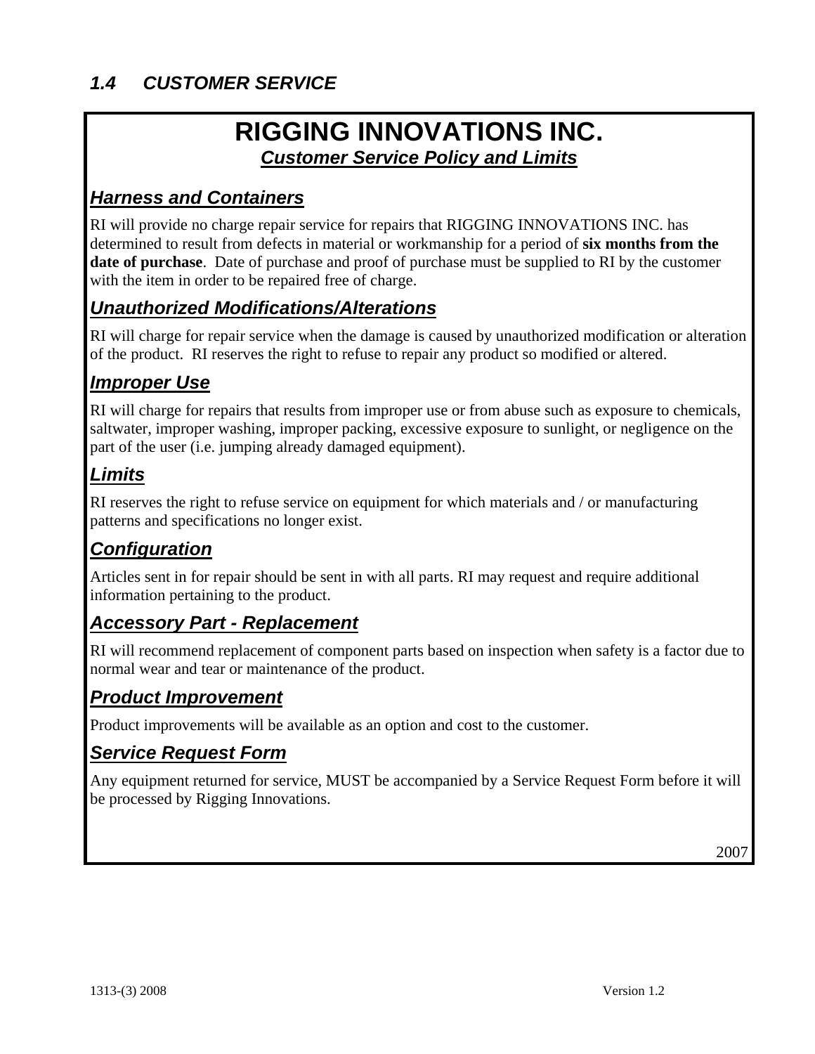## *1.4 CUSTOMER SERVICE*

# RIGGING INNOVATIONS INC.

***Customer Service Policy and Limits***

### ***Harness and Containers***

RI will provide no charge repair service for repairs that RIGGING INNOVATIONS INC. has determined to result from defects in material or workmanship for a period of **six months from the date of purchase**. Date of purchase and proof of purchase must be supplied to RI by the customer with the item in order to be repaired free of charge.

### ***Unauthorized Modifications/Alterations***

RI will charge for repair service when the damage is caused by unauthorized modification or alteration of the product. RI reserves the right to refuse to repair any product so modified or altered.

### ***Improper Use***

RI will charge for repairs that results from improper use or from abuse such as exposure to chemicals, saltwater, improper washing, improper packing, excessive exposure to sunlight, or negligence on the part of the user (i.e. jumping already damaged equipment).

### ***Limits***

RI reserves the right to refuse service on equipment for which materials and / or manufacturing patterns and specifications no longer exist.

### ***Configuration***

Articles sent in for repair should be sent in with all parts. RI may request and require additional information pertaining to the product.

### ***Accessory Part - Replacement***

RI will recommend replacement of component parts based on inspection when safety is a factor due to normal wear and tear or maintenance of the product.

### ***Product Improvement***

Product improvements will be available as an option and cost to the customer.

### ***Service Request Form***

Any equipment returned for service, MUST be accompanied by a Service Request Form before it will be processed by Rigging Innovations.

2007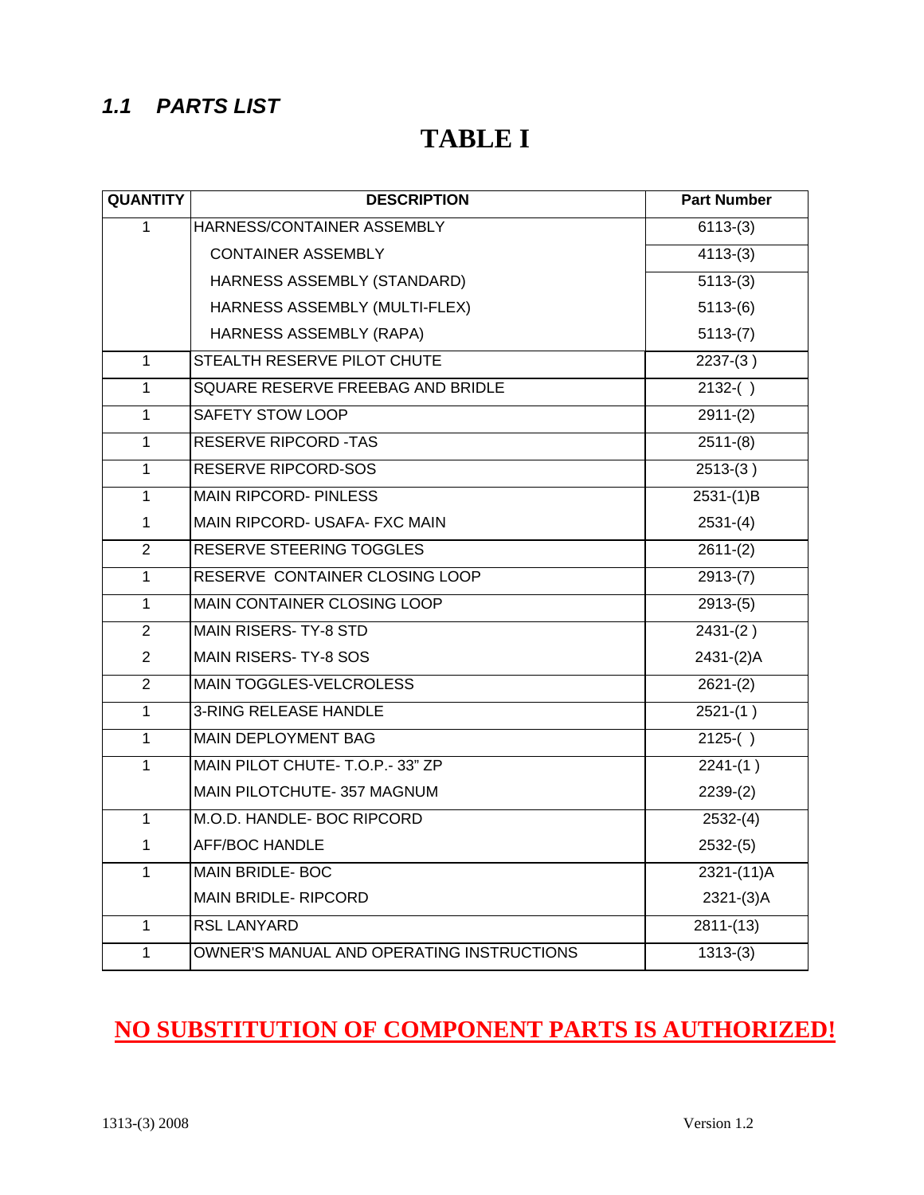## *1.1 PARTS LIST*

# TABLE I

| QUANTITY | DESCRIPTION | Part Number |
|---|---|---|
| 1 | HARNESS/CONTAINER ASSEMBLY | 6113-(3) |
| | CONTAINER ASSEMBLY | 4113-(3) |
| | HARNESS ASSEMBLY (STANDARD) | 5113-(3) |
| | HARNESS ASSEMBLY (MULTI-FLEX) | 5113-(6) |
| | HARNESS ASSEMBLY (RAPA) | 5113-(7) |
| 1 | STEALTH RESERVE PILOT CHUTE | 2237-(3 ) |
| 1 | SQUARE RESERVE FREEBAG AND BRIDLE | 2132-( ) |
| 1 | SAFETY STOW LOOP | 2911-(2) |
| 1 | RESERVE RIPCORD -TAS | 2511-(8) |
| 1 | RESERVE RIPCORD-SOS | 2513-(3 ) |
| 1 | MAIN RIPCORD- PINLESS | 2531-(1)B |
| 1 | MAIN RIPCORD- USAFA- FXC MAIN | 2531-(4) |
| 2 | RESERVE STEERING TOGGLES | 2611-(2) |
| 1 | RESERVE CONTAINER CLOSING LOOP | 2913-(7) |
| 1 | MAIN CONTAINER CLOSING LOOP | 2913-(5) |
| 2 | MAIN RISERS- TY-8 STD | 2431-(2 ) |
| 2 | MAIN RISERS- TY-8 SOS | 2431-(2)A |
| 2 | MAIN TOGGLES-VELCROLESS | 2621-(2) |
| 1 | 3-RING RELEASE HANDLE | 2521-(1 ) |
| 1 | MAIN DEPLOYMENT BAG | 2125-( ) |
| 1 | MAIN PILOT CHUTE- T.O.P.- 33" ZP | 2241-(1 ) |
| | MAIN PILOTCHUTE- 357 MAGNUM | 2239-(2) |
| 1 | M.O.D. HANDLE- BOC RIPCORD | 2532-(4) |
| 1 | AFF/BOC HANDLE | 2532-(5) |
| 1 | MAIN BRIDLE- BOC | 2321-(11)A |
| | MAIN BRIDLE- RIPCORD | 2321-(3)A |
| 1 | RSL LANYARD | 2811-(13) |
| 1 | OWNER'S MANUAL AND OPERATING INSTRUCTIONS | 1313-(3) |

**NO SUBSTITUTION OF COMPONENT PARTS IS AUTHORIZED!**

1313-(3) 2008 Version 1.2